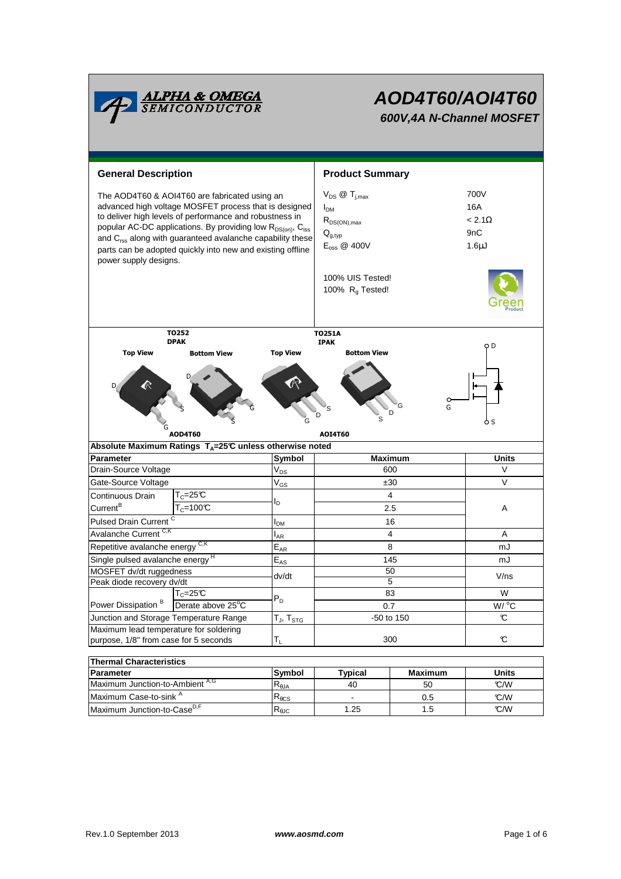# AOD4T60/AOI4T60

### 600V,4A N-Channel MOSFET

## General Description

The AOD4T60 & AOI4T60 are fabricated using an advanced high voltage MOSFET process that is designed to deliver high levels of performance and robustness in popular AC-DC applications. By providing low $R_{DS(on)}$, $C_{iss}$ and $C_{rss}$ along with guaranteed avalanche capability these parts can be adopted quickly into new and existing offline power supply designs.

## Product Summary

| | |
|---|---|
| $V_{DS}$ @ $T_{j,max}$ | 700V |
| $I_{DM}$ | 16A |
| $R_{DS(ON),max}$ | < 2.1Ω |
| $Q_{g,typ}$ | 9nC |
| $E_{oss}$ @ 400V | 1.6µJ |

100% UIS Tested!
100% $R_g$ Tested!

TO252 DPAK — Top View / Bottom View — AOD4T60

TO251A IPAK — Top View / Bottom View — AOI4T60

## Absolute Maximum Ratings $T_A$=25°C unless otherwise noted

| Parameter | | Symbol | Maximum | Units |
|---|---|---|---|---|
| Drain-Source Voltage | | $V_{DS}$ | 600 | V |
| Gate-Source Voltage | | $V_{GS}$ | ±30 | V |
| Continuous Drain Current[B] | $T_C$=25°C | $I_D$ | 4 | A |
| | $T_C$=100°C | | 2.5 | |
| Pulsed Drain Current [C] | | $I_{DM}$ | 16 | |
| Avalanche Current [C,K] | | $I_{AR}$ | 4 | A |
| Repetitive avalanche energy [C,K] | | $E_{AR}$ | 8 | mJ |
| Single pulsed avalanche energy [H] | | $E_{AS}$ | 145 | mJ |
| MOSFET dv/dt ruggedness | | dv/dt | 50 | V/ns |
| Peak diode recovery dv/dt | | | 5 | |
| Power Dissipation [B] | $T_C$=25°C | $P_D$ | 83 | W |
| | Derate above 25°C | | 0.7 | W/ °C |
| Junction and Storage Temperature Range | | $T_J$, $T_{STG}$ | -50 to 150 | °C |
| Maximum lead temperature for soldering purpose, 1/8" from case for 5 seconds | | $T_L$ | 300 | °C |

## Thermal Characteristics

| Parameter | Symbol | Typical | Maximum | Units |
|---|---|---|---|---|
| Maximum Junction-to-Ambient [A,G] | $R_{\theta JA}$ | 40 | 50 | °C/W |
| Maximum Case-to-sink [A] | $R_{\theta CS}$ | - | 0.5 | °C/W |
| Maximum Junction-to-Case[D,F] | $R_{\theta JC}$ | 1.25 | 1.5 | °C/W |

Rev.1.0 September 2013 www.aosmd.com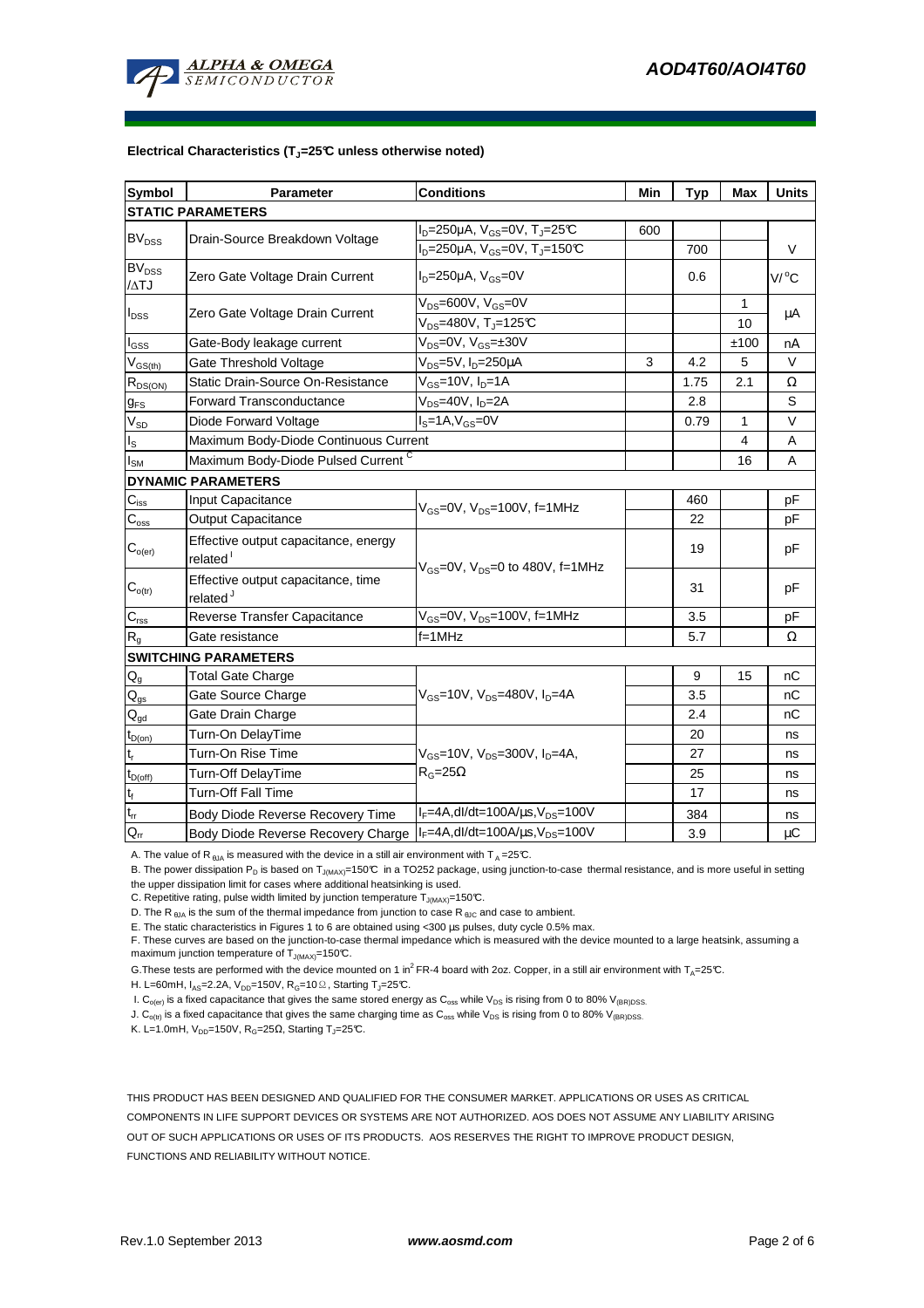**Electrical Characteristics ($T_J$=25°C unless otherwise noted)**

| Symbol | Parameter | Conditions | Min | Typ | Max | Units |
|---|---|---|---|---|---|---|
| **STATIC PARAMETERS** | | | | | | |
| $BV_{DSS}$ | Drain-Source Breakdown Voltage | $I_D$=250µA, $V_{GS}$=0V, $T_J$=25°C | 600 | | | V |
| | | $I_D$=250µA, $V_{GS}$=0V, $T_J$=150°C | | 700 | | |
| $BV_{DSS}$ /ΔTJ | Zero Gate Voltage Drain Current | $I_D$=250µA, $V_{GS}$=0V | | 0.6 | | V/°C |
| $I_{DSS}$ | Zero Gate Voltage Drain Current | $V_{DS}$=600V, $V_{GS}$=0V | | | 1 | µA |
| | | $V_{DS}$=480V, $T_J$=125°C | | | 10 | |
| $I_{GSS}$ | Gate-Body leakage current | $V_{DS}$=0V, $V_{GS}$=±30V | | | ±100 | nA |
| $V_{GS(th)}$ | Gate Threshold Voltage | $V_{DS}$=5V, $I_D$=250µA | 3 | 4.2 | 5 | V |
| $R_{DS(ON)}$ | Static Drain-Source On-Resistance | $V_{GS}$=10V, $I_D$=1A | | 1.75 | 2.1 | Ω |
| $g_{FS}$ | Forward Transconductance | $V_{DS}$=40V, $I_D$=2A | | 2.8 | | S |
| $V_{SD}$ | Diode Forward Voltage | $I_S$=1A, $V_{GS}$=0V | | 0.79 | 1 | V |
| $I_S$ | Maximum Body-Diode Continuous Current | | | | 4 | A |
| $I_{SM}$ | Maximum Body-Diode Pulsed Current [C] | | | | 16 | A |
| **DYNAMIC PARAMETERS** | | | | | | |
| $C_{iss}$ | Input Capacitance | $V_{GS}$=0V, $V_{DS}$=100V, f=1MHz | | 460 | | pF |
| $C_{oss}$ | Output Capacitance | | | 22 | | pF |
| $C_{o(er)}$ | Effective output capacitance, energy related [I] | $V_{GS}$=0V, $V_{DS}$=0 to 480V, f=1MHz | | 19 | | pF |
| $C_{o(tr)}$ | Effective output capacitance, time related [J] | | | 31 | | pF |
| $C_{rss}$ | Reverse Transfer Capacitance | $V_{GS}$=0V, $V_{DS}$=100V, f=1MHz | | 3.5 | | pF |
| $R_g$ | Gate resistance | f=1MHz | | 5.7 | | Ω |
| **SWITCHING PARAMETERS** | | | | | | |
| $Q_g$ | Total Gate Charge | $V_{GS}$=10V, $V_{DS}$=480V, $I_D$=4A | | 9 | 15 | nC |
| $Q_{gs}$ | Gate Source Charge | | | 3.5 | | nC |
| $Q_{gd}$ | Gate Drain Charge | | | 2.4 | | nC |
| $t_{D(on)}$ | Turn-On DelayTime | $V_{GS}$=10V, $V_{DS}$=300V, $I_D$=4A, $R_G$=25Ω | | 20 | | ns |
| $t_r$ | Turn-On Rise Time | | | 27 | | ns |
| $t_{D(off)}$ | Turn-Off DelayTime | | | 25 | | ns |
| $t_f$ | Turn-Off Fall Time | | | 17 | | ns |
| $t_{rr}$ | Body Diode Reverse Recovery Time | $I_F$=4A, dI/dt=100A/µs, $V_{DS}$=100V | | 384 | | ns |
| $Q_{rr}$ | Body Diode Reverse Recovery Charge | $I_F$=4A, dI/dt=100A/µs, $V_{DS}$=100V | | 3.9 | | µC |

A. The value of $R_{\theta JA}$ is measured with the device in a still air environment with $T_A$=25°C.

B. The power dissipation $P_D$ is based on $T_{J(MAX)}$=150°C in a TO252 package, using junction-to-case thermal resistance, and is more useful in setting the upper dissipation limit for cases where additional heatsinking is used.

C. Repetitive rating, pulse width limited by junction temperature $T_{J(MAX)}$=150°C.

D. The $R_{\theta JA}$ is the sum of the thermal impedance from junction to case $R_{\theta JC}$ and case to ambient.

E. The static characteristics in Figures 1 to 6 are obtained using <300 µs pulses, duty cycle 0.5% max.

F. These curves are based on the junction-to-case thermal impedance which is measured with the device mounted to a large heatsink, assuming a maximum junction temperature of $T_{J(MAX)}$=150°C.

G. These tests are performed with the device mounted on 1 in$^2$ FR-4 board with 2oz. Copper, in a still air environment with $T_A$=25°C.

H. L=60mH, $I_{AS}$=2.2A, $V_{DD}$=150V, $R_G$=10Ω, Starting $T_J$=25°C.

I. $C_{o(er)}$ is a fixed capacitance that gives the same stored energy as $C_{oss}$ while $V_{DS}$ is rising from 0 to 80% $V_{(BR)DSS}$.

J. $C_{o(tr)}$ is a fixed capacitance that gives the same charging time as $C_{oss}$ while $V_{DS}$ is rising from 0 to 80% $V_{(BR)DSS}$.

K. L=1.0mH, $V_{DD}$=150V, $R_G$=25Ω, Starting $T_J$=25°C.

THIS PRODUCT HAS BEEN DESIGNED AND QUALIFIED FOR THE CONSUMER MARKET. APPLICATIONS OR USES AS CRITICAL COMPONENTS IN LIFE SUPPORT DEVICES OR SYSTEMS ARE NOT AUTHORIZED. AOS DOES NOT ASSUME ANY LIABILITY ARISING OUT OF SUCH APPLICATIONS OR USES OF ITS PRODUCTS. AOS RESERVES THE RIGHT TO IMPROVE PRODUCT DESIGN, FUNCTIONS AND RELIABILITY WITHOUT NOTICE.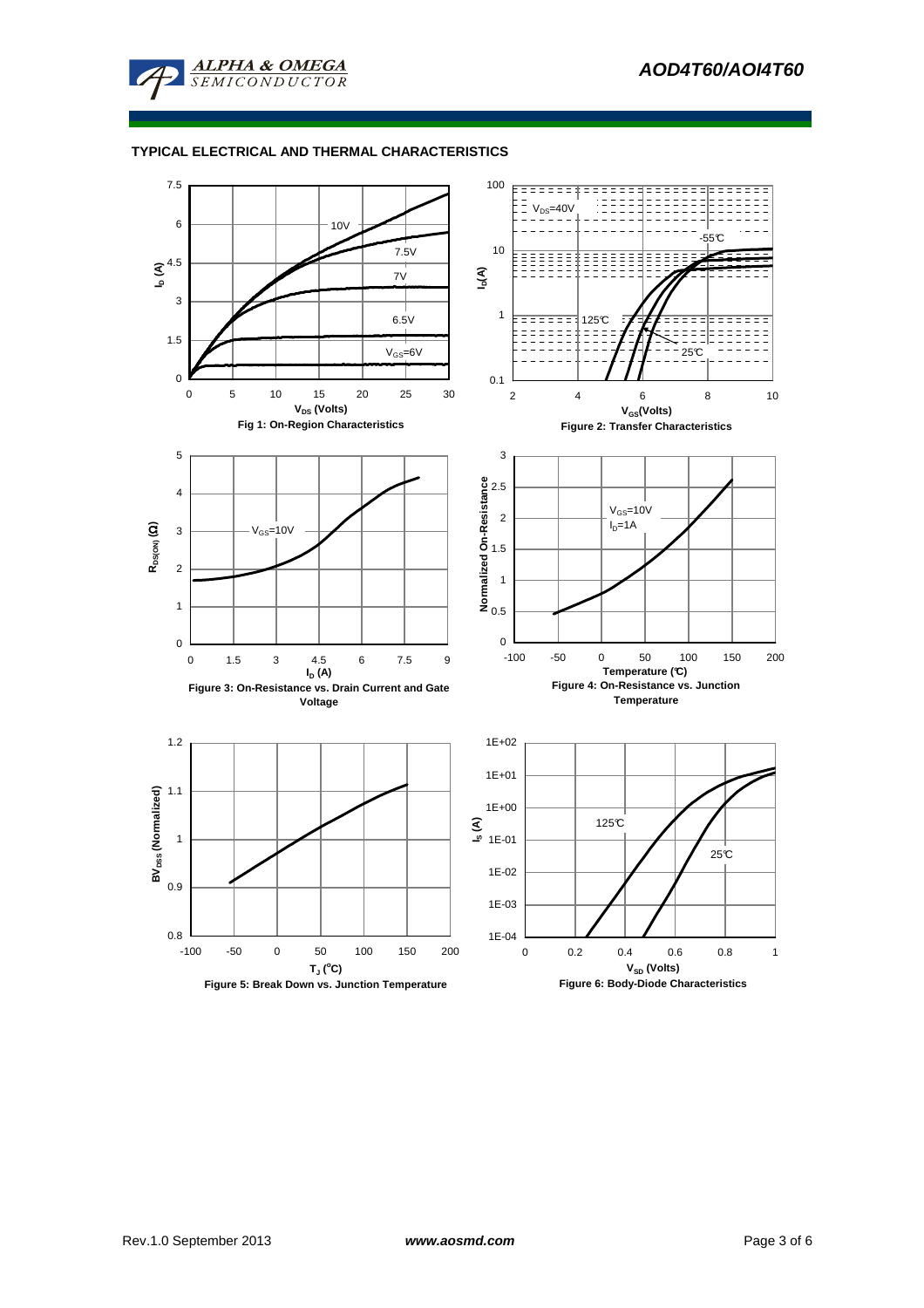## TYPICAL ELECTRICAL AND THERMAL CHARACTERISTICS

Fig 1: On-Region Characteristics

Figure 2: Transfer Characteristics

Figure 3: On-Resistance vs. Drain Current and Gate Voltage

Figure 4: On-Resistance vs. Junction Temperature

Figure 5: Break Down vs. Junction Temperature

Figure 6: Body-Diode Characteristics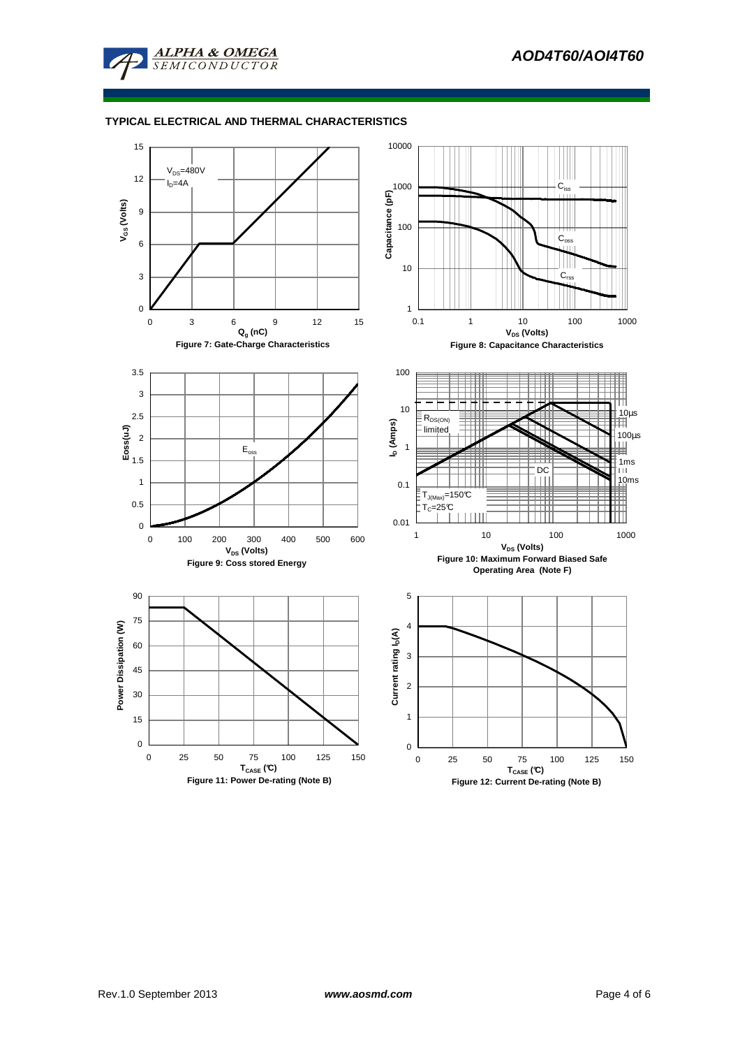## TYPICAL ELECTRICAL AND THERMAL CHARACTERISTICS

Figure 7: Gate-Charge Characteristics

Figure 8: Capacitance Characteristics

Figure 9: Coss stored Energy

Figure 10: Maximum Forward Biased Safe Operating Area (Note F)

Figure 11: Power De-rating (Note B)

Figure 12: Current De-rating (Note B)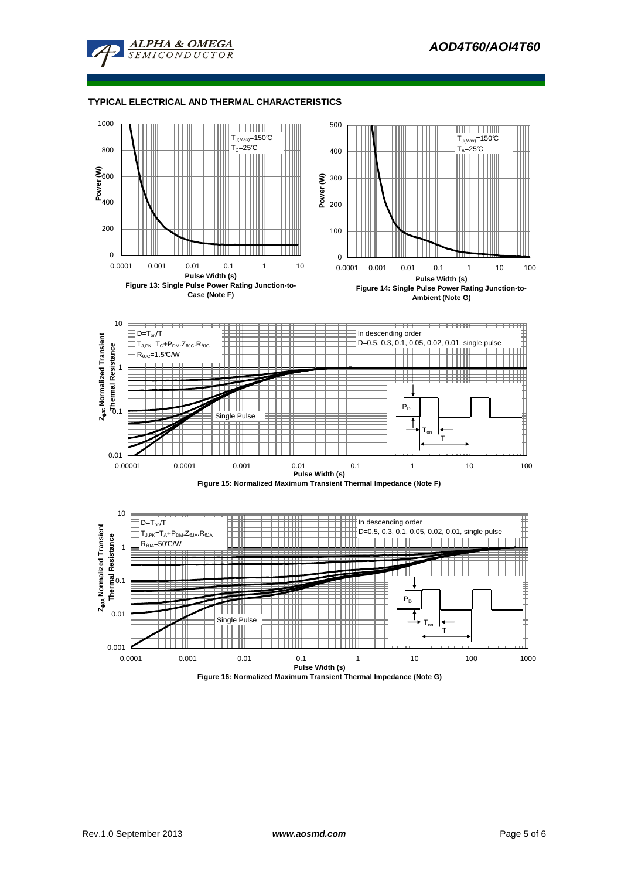### TYPICAL ELECTRICAL AND THERMAL CHARACTERISTICS

Figure 13: Single Pulse Power Rating Junction-to-Case (Note F)

Figure 14: Single Pulse Power Rating Junction-to-Ambient (Note G)

Figure 15: Normalized Maximum Transient Thermal Impedance (Note F)

Figure 16: Normalized Maximum Transient Thermal Impedance (Note G)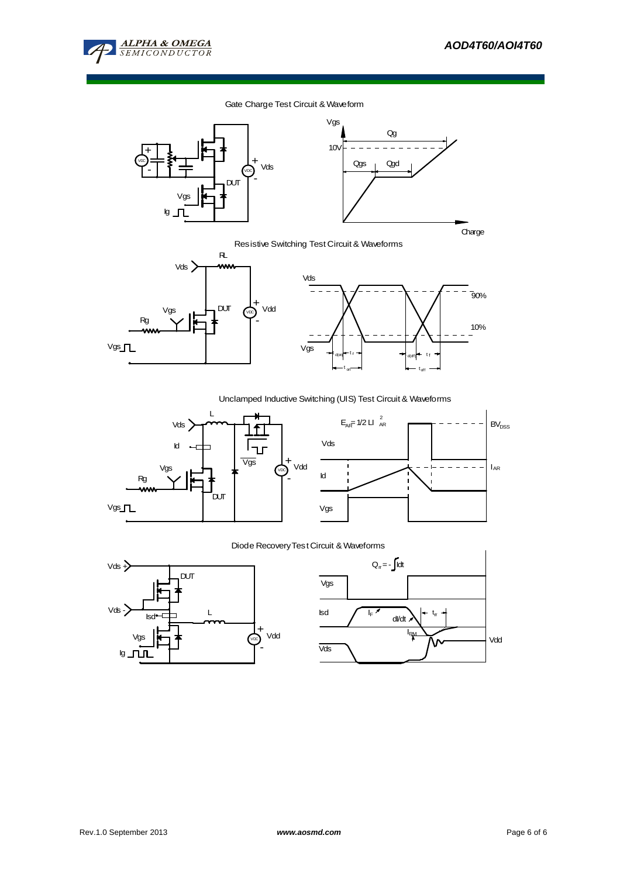## Gate Charge Test Circuit & Waveform

VDC
+
-
Vds
DUT
Vgs
Ig

Vgs
Qg
10V
Qgs
Qgd
Charge

## Resistive Switching Test Circuit & Waveforms

RL
Vds
Vgs
DUT
Vdd
Rg
Vgs

Vds
90%
10%
Vgs
$t_{d(on)}$
$t_r$
$t_{on}$
$t_{d(off)}$
$t_f$
$t_{off}$

## Unclamped Inductive Switching (UIS) Test Circuit & Waveforms

L
Vds
Id
Vgs
Rg
Vgs
DUT
Vgs
Vdd

$E_{AR} = 1/2\ LI_{AR}^2$
$BV_{DSS}$
Vds
Id
$I_{AR}$
Vgs

## Diode Recovery Test Circuit & Waveforms

Vds +
DUT
Vds -
Isd
L
Vgs
Ig
Vdd

$Q_{rr} = -\int Idt$
Vgs
Isd
$I_F$
dI/dt
$t_{rr}$
$I_{RM}$
Vdd
Vds